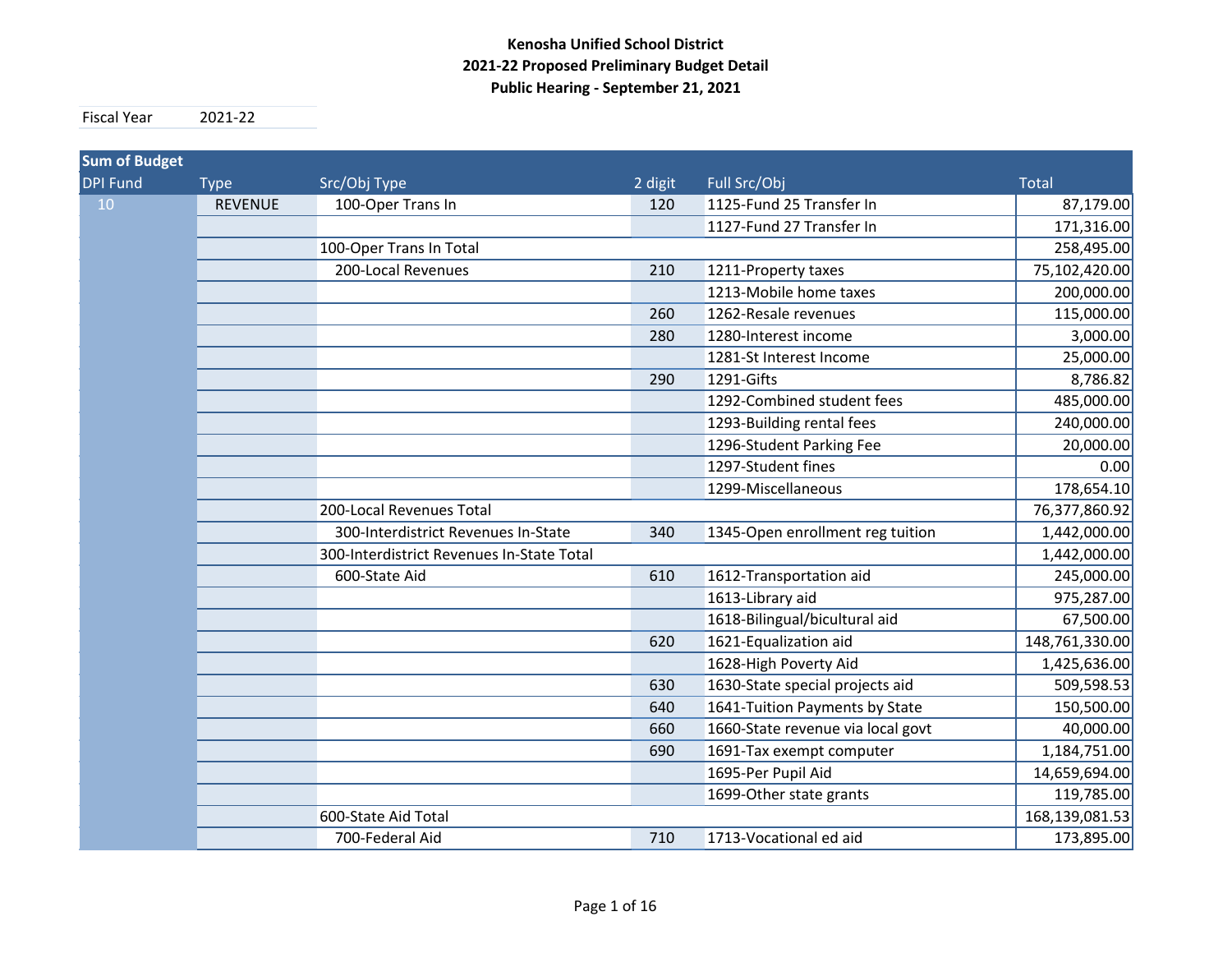**Kenosha Unified School District**
**2021-22 Proposed Preliminary Budget Detail**
**Public Hearing - September 21, 2021**

| Fiscal Year | 2021-22 |
|---|---|

| DPI Fund | Type | Src/Obj Type | 2 digit | Full Src/Obj | Total |
|---|---|---|---|---|---|
| 10 | REVENUE | 100-Oper Trans In | 120 | 1125-Fund 25 Transfer In | 87,179.00 |
| | | | | 1127-Fund 27 Transfer In | 171,316.00 |
| | | 100-Oper Trans In Total | | | 258,495.00 |
| | | 200-Local Revenues | 210 | 1211-Property taxes | 75,102,420.00 |
| | | | | 1213-Mobile home taxes | 200,000.00 |
| | | | 260 | 1262-Resale revenues | 115,000.00 |
| | | | 280 | 1280-Interest income | 3,000.00 |
| | | | | 1281-St Interest Income | 25,000.00 |
| | | | 290 | 1291-Gifts | 8,786.82 |
| | | | | 1292-Combined student fees | 485,000.00 |
| | | | | 1293-Building rental fees | 240,000.00 |
| | | | | 1296-Student Parking Fee | 20,000.00 |
| | | | | 1297-Student fines | 0.00 |
| | | | | 1299-Miscellaneous | 178,654.10 |
| | | 200-Local Revenues Total | | | 76,377,860.92 |
| | | 300-Interdistrict Revenues In-State | 340 | 1345-Open enrollment reg tuition | 1,442,000.00 |
| | | 300-Interdistrict Revenues In-State Total | | | 1,442,000.00 |
| | | 600-State Aid | 610 | 1612-Transportation aid | 245,000.00 |
| | | | | 1613-Library aid | 975,287.00 |
| | | | | 1618-Bilingual/bicultural aid | 67,500.00 |
| | | | 620 | 1621-Equalization aid | 148,761,330.00 |
| | | | | 1628-High Poverty Aid | 1,425,636.00 |
| | | | 630 | 1630-State special projects aid | 509,598.53 |
| | | | 640 | 1641-Tuition Payments by State | 150,500.00 |
| | | | 660 | 1660-State revenue via local govt | 40,000.00 |
| | | | 690 | 1691-Tax exempt computer | 1,184,751.00 |
| | | | | 1695-Per Pupil Aid | 14,659,694.00 |
| | | | | 1699-Other state grants | 119,785.00 |
| | | 600-State Aid Total | | | 168,139,081.53 |
| | | 700-Federal Aid | 710 | 1713-Vocational ed aid | 173,895.00 |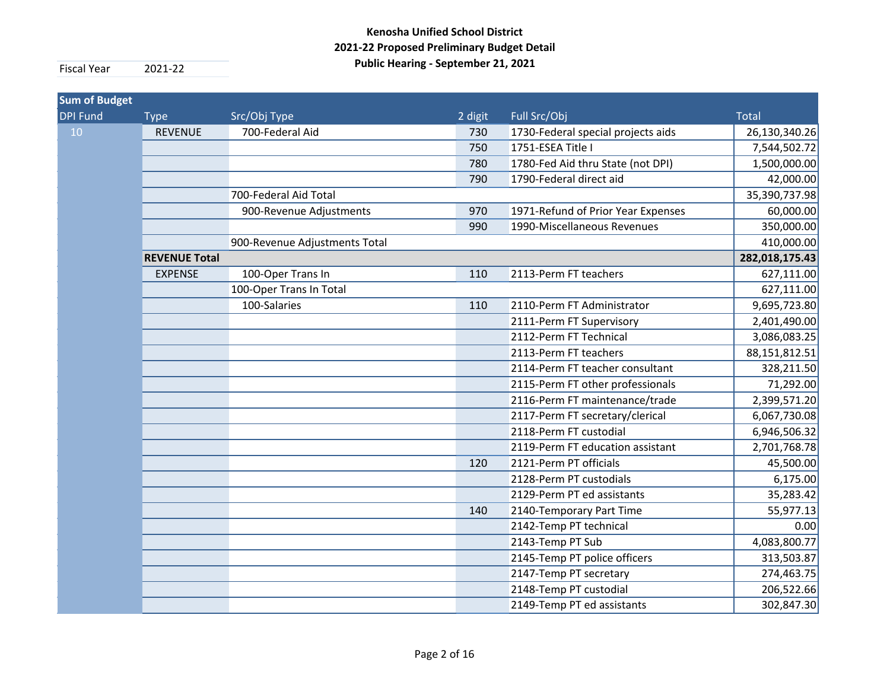**Kenosha Unified School District**
**2021-22 Proposed Preliminary Budget Detail**
**Public Hearing - September 21, 2021**

| Fiscal Year | 2021-22 |
|---|---|

| Sum of Budget | | | | | |
|---|---|---|---|---|---|
| DPI Fund | Type | Src/Obj Type | 2 digit | Full Src/Obj | Total |
| 10 | REVENUE | 700-Federal Aid | 730 | 1730-Federal special projects aids | 26,130,340.26 |
| | | | 750 | 1751-ESEA Title I | 7,544,502.72 |
| | | | 780 | 1780-Fed Aid thru State (not DPI) | 1,500,000.00 |
| | | | 790 | 1790-Federal direct aid | 42,000.00 |
| | | 700-Federal Aid Total | | | 35,390,737.98 |
| | | 900-Revenue Adjustments | 970 | 1971-Refund of Prior Year Expenses | 60,000.00 |
| | | | 990 | 1990-Miscellaneous Revenues | 350,000.00 |
| | | 900-Revenue Adjustments Total | | | 410,000.00 |
| | **REVENUE Total** | | | | **282,018,175.43** |
| | EXPENSE | 100-Oper Trans In | 110 | 2113-Perm FT teachers | 627,111.00 |
| | | 100-Oper Trans In Total | | | 627,111.00 |
| | | 100-Salaries | 110 | 2110-Perm FT Administrator | 9,695,723.80 |
| | | | | 2111-Perm FT Supervisory | 2,401,490.00 |
| | | | | 2112-Perm FT Technical | 3,086,083.25 |
| | | | | 2113-Perm FT teachers | 88,151,812.51 |
| | | | | 2114-Perm FT teacher consultant | 328,211.50 |
| | | | | 2115-Perm FT other professionals | 71,292.00 |
| | | | | 2116-Perm FT maintenance/trade | 2,399,571.20 |
| | | | | 2117-Perm FT secretary/clerical | 6,067,730.08 |
| | | | | 2118-Perm FT custodial | 6,946,506.32 |
| | | | | 2119-Perm FT education assistant | 2,701,768.78 |
| | | | 120 | 2121-Perm PT officials | 45,500.00 |
| | | | | 2128-Perm PT custodials | 6,175.00 |
| | | | | 2129-Perm PT ed assistants | 35,283.42 |
| | | | 140 | 2140-Temporary Part Time | 55,977.13 |
| | | | | 2142-Temp PT technical | 0.00 |
| | | | | 2143-Temp PT Sub | 4,083,800.77 |
| | | | | 2145-Temp PT police officers | 313,503.87 |
| | | | | 2147-Temp PT secretary | 274,463.75 |
| | | | | 2148-Temp PT custodial | 206,522.66 |
| | | | | 2149-Temp PT ed assistants | 302,847.30 |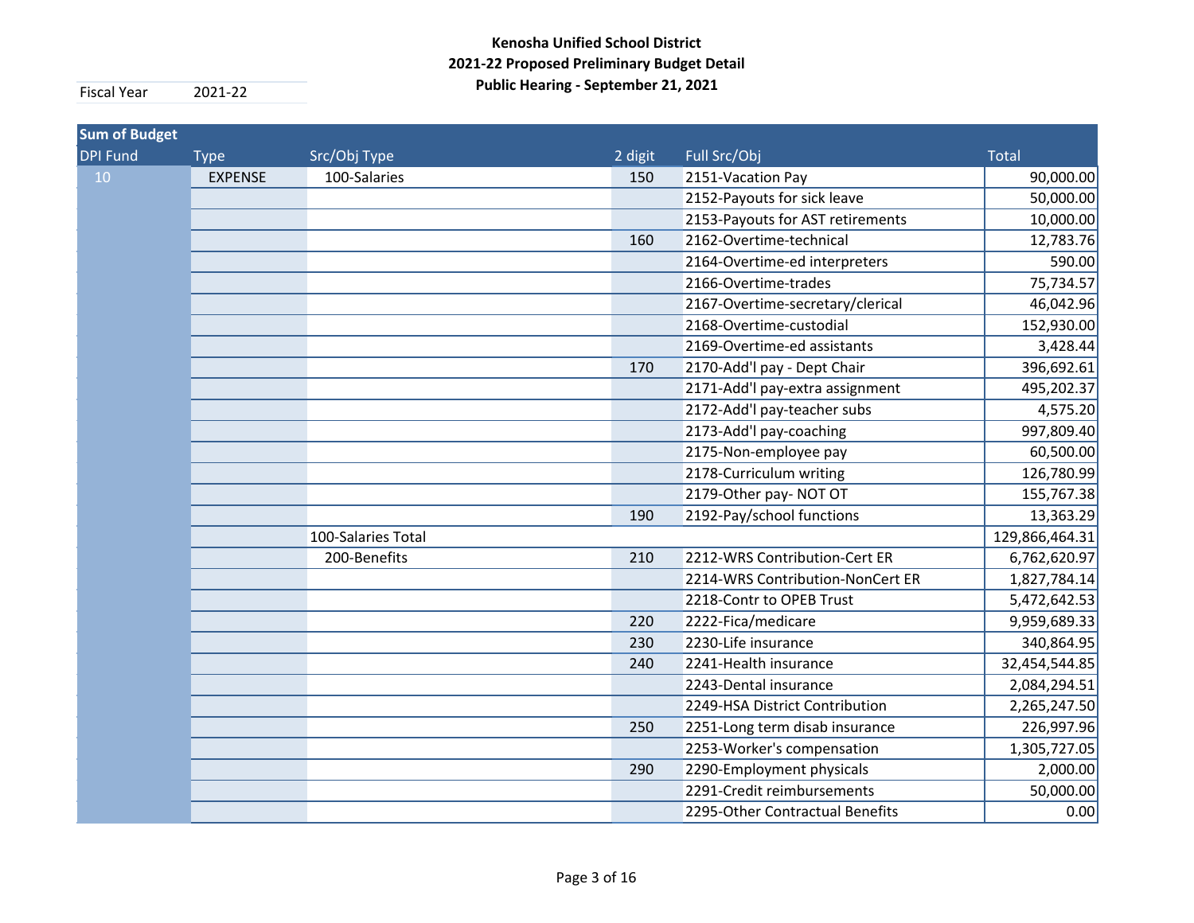**Kenosha Unified School District**
**2021-22 Proposed Preliminary Budget Detail**
**Public Hearing - September 21, 2021**

| Fiscal Year | 2021-22 |
|---|---|

| Sum of Budget | | | | | |
|---|---|---|---|---|---|
| DPI Fund | Type | Src/Obj Type | 2 digit | Full Src/Obj | Total |
| 10 | EXPENSE | 100-Salaries | 150 | 2151-Vacation Pay | 90,000.00 |
| | | | | 2152-Payouts for sick leave | 50,000.00 |
| | | | | 2153-Payouts for AST retirements | 10,000.00 |
| | | | 160 | 2162-Overtime-technical | 12,783.76 |
| | | | | 2164-Overtime-ed interpreters | 590.00 |
| | | | | 2166-Overtime-trades | 75,734.57 |
| | | | | 2167-Overtime-secretary/clerical | 46,042.96 |
| | | | | 2168-Overtime-custodial | 152,930.00 |
| | | | | 2169-Overtime-ed assistants | 3,428.44 |
| | | | 170 | 2170-Add'l pay - Dept Chair | 396,692.61 |
| | | | | 2171-Add'l pay-extra assignment | 495,202.37 |
| | | | | 2172-Add'l pay-teacher subs | 4,575.20 |
| | | | | 2173-Add'l pay-coaching | 997,809.40 |
| | | | | 2175-Non-employee pay | 60,500.00 |
| | | | | 2178-Curriculum writing | 126,780.99 |
| | | | | 2179-Other pay- NOT OT | 155,767.38 |
| | | | 190 | 2192-Pay/school functions | 13,363.29 |
| | | 100-Salaries Total | | | 129,866,464.31 |
| | | 200-Benefits | 210 | 2212-WRS Contribution-Cert ER | 6,762,620.97 |
| | | | | 2214-WRS Contribution-NonCert ER | 1,827,784.14 |
| | | | | 2218-Contr to OPEB Trust | 5,472,642.53 |
| | | | 220 | 2222-Fica/medicare | 9,959,689.33 |
| | | | 230 | 2230-Life insurance | 340,864.95 |
| | | | 240 | 2241-Health insurance | 32,454,544.85 |
| | | | | 2243-Dental insurance | 2,084,294.51 |
| | | | | 2249-HSA District Contribution | 2,265,247.50 |
| | | | 250 | 2251-Long term disab insurance | 226,997.96 |
| | | | | 2253-Worker's compensation | 1,305,727.05 |
| | | | 290 | 2290-Employment physicals | 2,000.00 |
| | | | | 2291-Credit reimbursements | 50,000.00 |
| | | | | 2295-Other Contractual Benefits | 0.00 |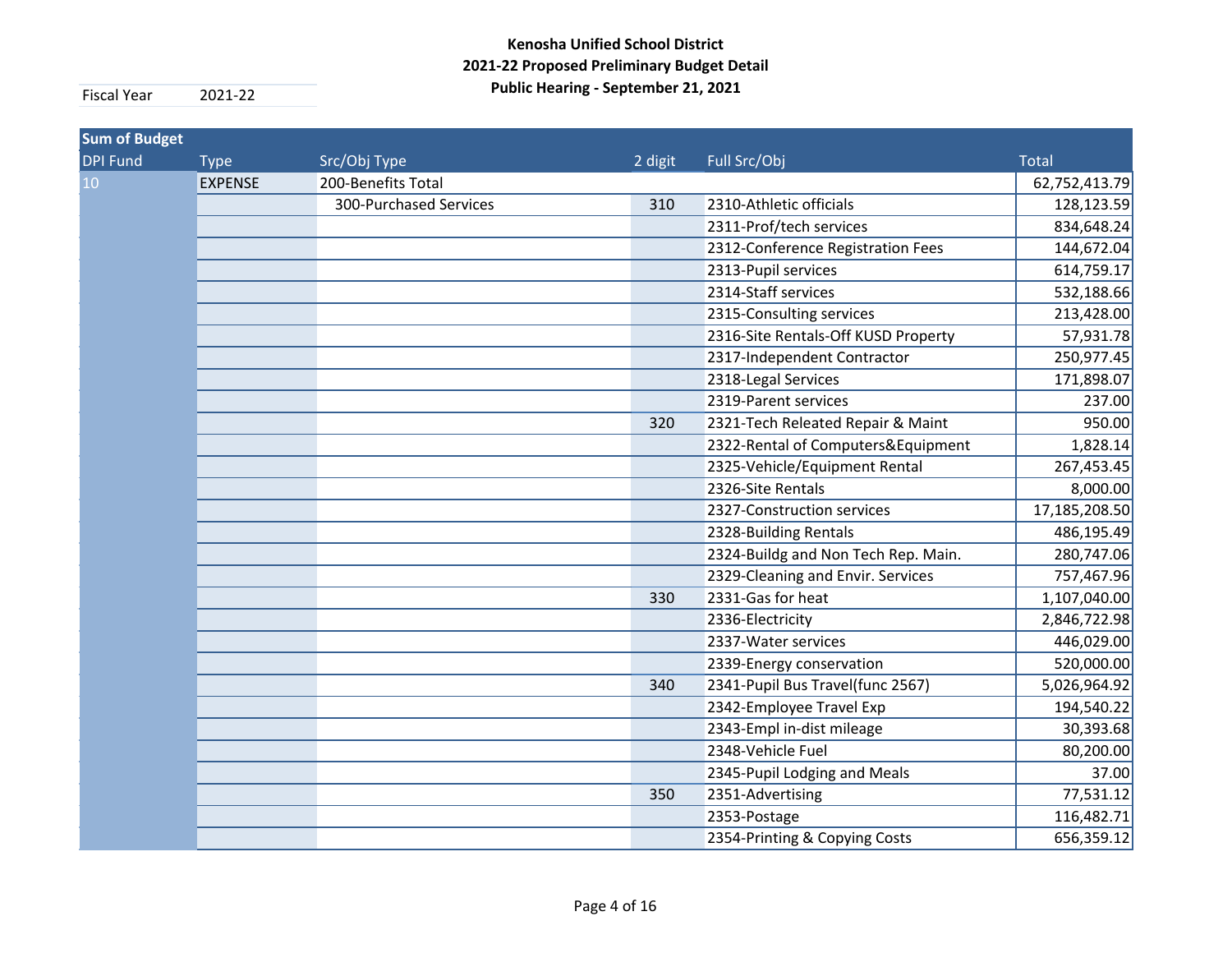**Kenosha Unified School District**
**2021-22 Proposed Preliminary Budget Detail**
**Public Hearing - September 21, 2021**

| Fiscal Year | 2021-22 |
|---|---|

| Sum of Budget | | | | | |
|---|---|---|---|---|---|
| DPI Fund | Type | Src/Obj Type | 2 digit | Full Src/Obj | Total |
| 10 | EXPENSE | 200-Benefits Total | | | 62,752,413.79 |
| | | 300-Purchased Services | 310 | 2310-Athletic officials | 128,123.59 |
| | | | | 2311-Prof/tech services | 834,648.24 |
| | | | | 2312-Conference Registration Fees | 144,672.04 |
| | | | | 2313-Pupil services | 614,759.17 |
| | | | | 2314-Staff services | 532,188.66 |
| | | | | 2315-Consulting services | 213,428.00 |
| | | | | 2316-Site Rentals-Off KUSD Property | 57,931.78 |
| | | | | 2317-Independent Contractor | 250,977.45 |
| | | | | 2318-Legal Services | 171,898.07 |
| | | | | 2319-Parent services | 237.00 |
| | | | 320 | 2321-Tech Releated Repair & Maint | 950.00 |
| | | | | 2322-Rental of Computers&Equipment | 1,828.14 |
| | | | | 2325-Vehicle/Equipment Rental | 267,453.45 |
| | | | | 2326-Site Rentals | 8,000.00 |
| | | | | 2327-Construction services | 17,185,208.50 |
| | | | | 2328-Building Rentals | 486,195.49 |
| | | | | 2324-Buildg and Non Tech Rep. Main. | 280,747.06 |
| | | | | 2329-Cleaning and Envir. Services | 757,467.96 |
| | | | 330 | 2331-Gas for heat | 1,107,040.00 |
| | | | | 2336-Electricity | 2,846,722.98 |
| | | | | 2337-Water services | 446,029.00 |
| | | | | 2339-Energy conservation | 520,000.00 |
| | | | 340 | 2341-Pupil Bus Travel(func 2567) | 5,026,964.92 |
| | | | | 2342-Employee Travel Exp | 194,540.22 |
| | | | | 2343-Empl in-dist mileage | 30,393.68 |
| | | | | 2348-Vehicle Fuel | 80,200.00 |
| | | | | 2345-Pupil Lodging and Meals | 37.00 |
| | | | 350 | 2351-Advertising | 77,531.12 |
| | | | | 2353-Postage | 116,482.71 |
| | | | | 2354-Printing & Copying Costs | 656,359.12 |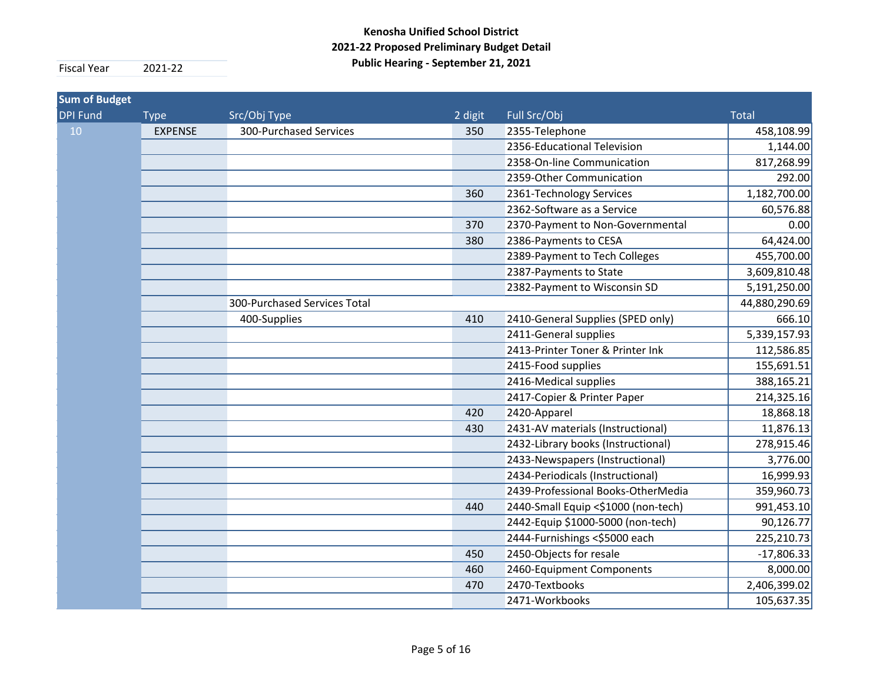**Kenosha Unified School District**
**2021-22 Proposed Preliminary Budget Detail**
**Public Hearing - September 21, 2021**

| Fiscal Year | 2021-22 |
|---|---|

| Sum of Budget | | | | | |
|---|---|---|---|---|---|
| DPI Fund | Type | Src/Obj Type | 2 digit | Full Src/Obj | Total |
| 10 | EXPENSE | 300-Purchased Services | 350 | 2355-Telephone | 458,108.99 |
| | | | | 2356-Educational Television | 1,144.00 |
| | | | | 2358-On-line Communication | 817,268.99 |
| | | | | 2359-Other Communication | 292.00 |
| | | | 360 | 2361-Technology Services | 1,182,700.00 |
| | | | | 2362-Software as a Service | 60,576.88 |
| | | | 370 | 2370-Payment to Non-Governmental | 0.00 |
| | | | 380 | 2386-Payments to CESA | 64,424.00 |
| | | | | 2389-Payment to Tech Colleges | 455,700.00 |
| | | | | 2387-Payments to State | 3,609,810.48 |
| | | | | 2382-Payment to Wisconsin SD | 5,191,250.00 |
| | | 300-Purchased Services Total | | | 44,880,290.69 |
| | | 400-Supplies | 410 | 2410-General Supplies (SPED only) | 666.10 |
| | | | | 2411-General supplies | 5,339,157.93 |
| | | | | 2413-Printer Toner & Printer Ink | 112,586.85 |
| | | | | 2415-Food supplies | 155,691.51 |
| | | | | 2416-Medical supplies | 388,165.21 |
| | | | | 2417-Copier & Printer Paper | 214,325.16 |
| | | | 420 | 2420-Apparel | 18,868.18 |
| | | | 430 | 2431-AV materials (Instructional) | 11,876.13 |
| | | | | 2432-Library books (Instructional) | 278,915.46 |
| | | | | 2433-Newspapers (Instructional) | 3,776.00 |
| | | | | 2434-Periodicals (Instructional) | 16,999.93 |
| | | | | 2439-Professional Books-OtherMedia | 359,960.73 |
| | | | 440 | 2440-Small Equip <$1000 (non-tech) | 991,453.10 |
| | | | | 2442-Equip $1000-5000 (non-tech) | 90,126.77 |
| | | | | 2444-Furnishings <$5000 each | 225,210.73 |
| | | | 450 | 2450-Objects for resale | -17,806.33 |
| | | | 460 | 2460-Equipment Components | 8,000.00 |
| | | | 470 | 2470-Textbooks | 2,406,399.02 |
| | | | | 2471-Workbooks | 105,637.35 |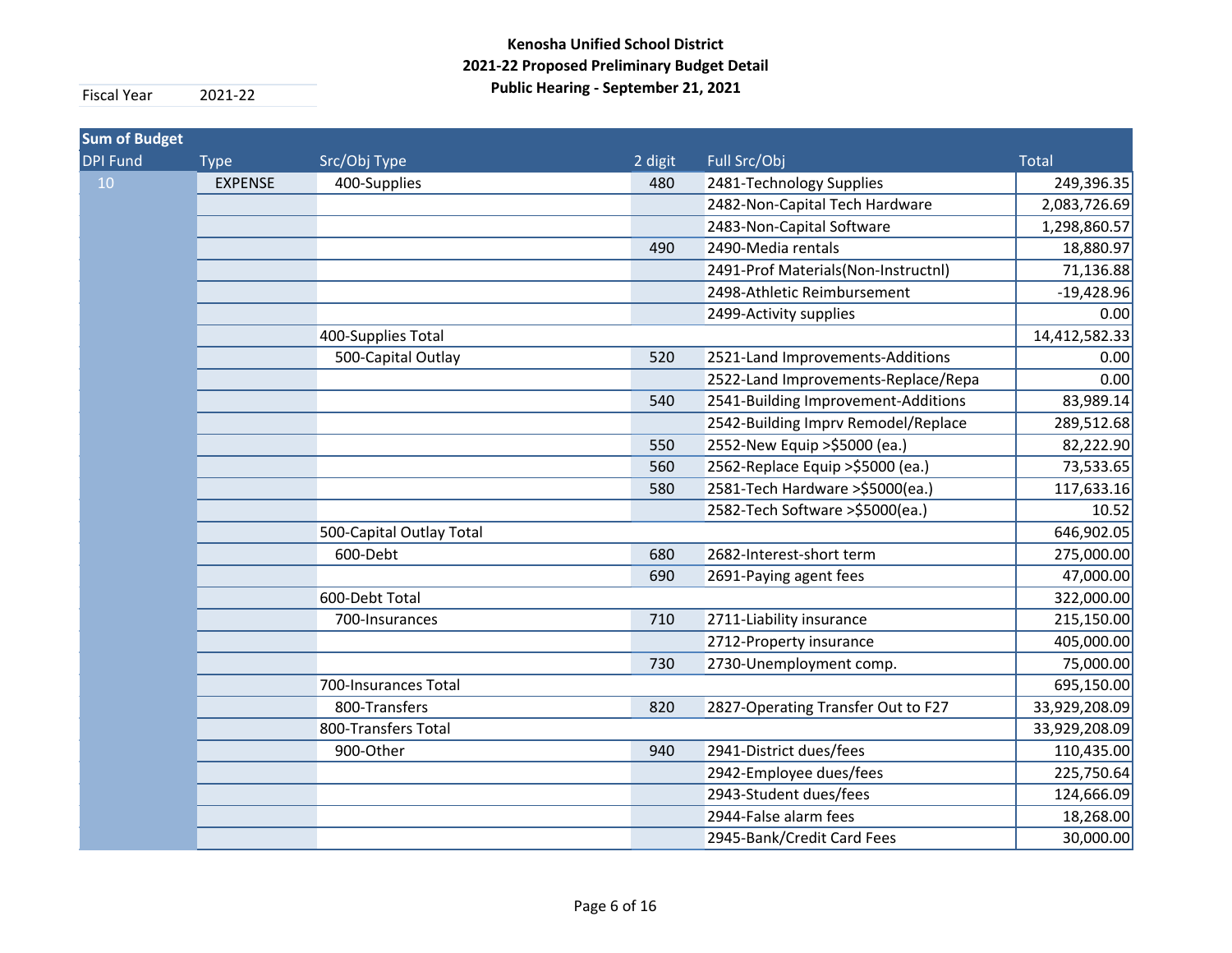**Kenosha Unified School District**
**2021-22 Proposed Preliminary Budget Detail**
**Public Hearing - September 21, 2021**

Fiscal Year 2021-22

| Sum of Budget | | | | | |
|---|---|---|---|---|---|
| DPI Fund | Type | Src/Obj Type | 2 digit | Full Src/Obj | Total |
| 10 | EXPENSE | 400-Supplies | 480 | 2481-Technology Supplies | 249,396.35 |
| | | | | 2482-Non-Capital Tech Hardware | 2,083,726.69 |
| | | | | 2483-Non-Capital Software | 1,298,860.57 |
| | | | 490 | 2490-Media rentals | 18,880.97 |
| | | | | 2491-Prof Materials(Non-Instructnl) | 71,136.88 |
| | | | | 2498-Athletic Reimbursement | -19,428.96 |
| | | | | 2499-Activity supplies | 0.00 |
| | | 400-Supplies Total | | | 14,412,582.33 |
| | | 500-Capital Outlay | 520 | 2521-Land Improvements-Additions | 0.00 |
| | | | | 2522-Land Improvements-Replace/Repa | 0.00 |
| | | | 540 | 2541-Building Improvement-Additions | 83,989.14 |
| | | | | 2542-Building Imprv Remodel/Replace | 289,512.68 |
| | | | 550 | 2552-New Equip >$5000 (ea.) | 82,222.90 |
| | | | 560 | 2562-Replace Equip >$5000 (ea.) | 73,533.65 |
| | | | 580 | 2581-Tech Hardware >$5000(ea.) | 117,633.16 |
| | | | | 2582-Tech Software >$5000(ea.) | 10.52 |
| | | 500-Capital Outlay Total | | | 646,902.05 |
| | | 600-Debt | 680 | 2682-Interest-short term | 275,000.00 |
| | | | 690 | 2691-Paying agent fees | 47,000.00 |
| | | 600-Debt Total | | | 322,000.00 |
| | | 700-Insurances | 710 | 2711-Liability insurance | 215,150.00 |
| | | | | 2712-Property insurance | 405,000.00 |
| | | | 730 | 2730-Unemployment comp. | 75,000.00 |
| | | 700-Insurances Total | | | 695,150.00 |
| | | 800-Transfers | 820 | 2827-Operating Transfer Out to F27 | 33,929,208.09 |
| | | 800-Transfers Total | | | 33,929,208.09 |
| | | 900-Other | 940 | 2941-District dues/fees | 110,435.00 |
| | | | | 2942-Employee dues/fees | 225,750.64 |
| | | | | 2943-Student dues/fees | 124,666.09 |
| | | | | 2944-False alarm fees | 18,268.00 |
| | | | | 2945-Bank/Credit Card Fees | 30,000.00 |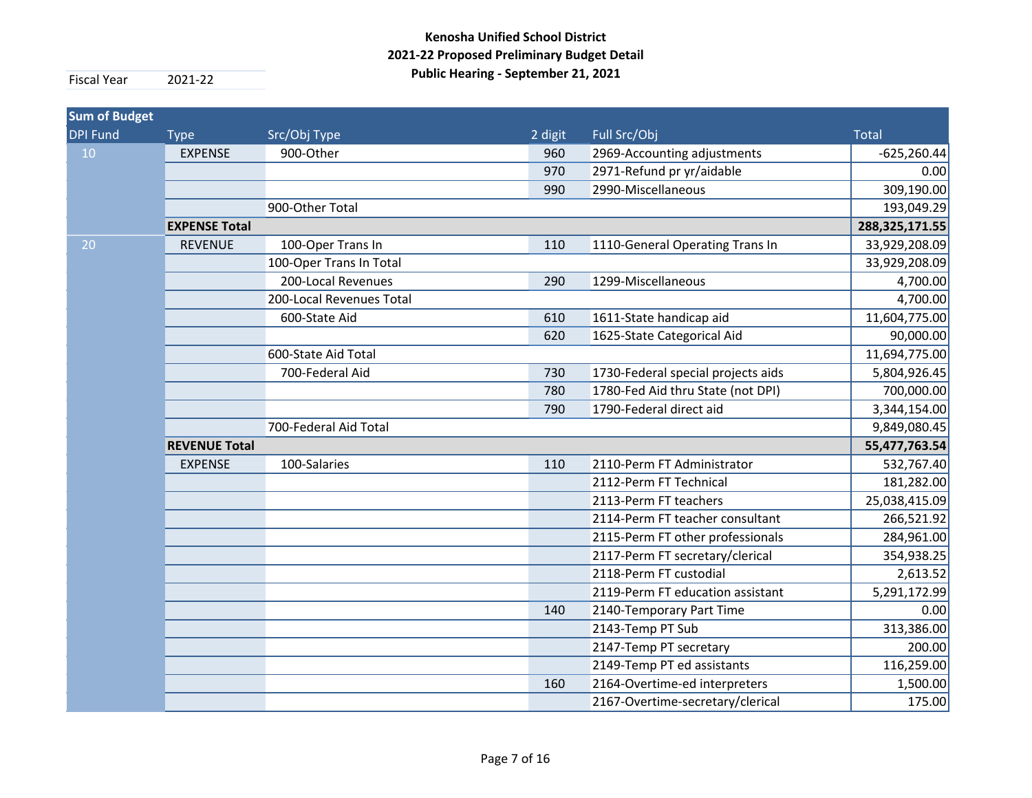**Kenosha Unified School District**
**2021-22 Proposed Preliminary Budget Detail**
**Public Hearing - September 21, 2021**

| Fiscal Year | 2021-22 |
|---|---|

| Sum of Budget | | | | | |
|---|---|---|---|---|---|
| DPI Fund | Type | Src/Obj Type | 2 digit | Full Src/Obj | Total |
| 10 | EXPENSE | 900-Other | 960 | 2969-Accounting adjustments | -625,260.44 |
| | | | 970 | 2971-Refund pr yr/aidable | 0.00 |
| | | | 990 | 2990-Miscellaneous | 309,190.00 |
| | | 900-Other Total | | | 193,049.29 |
| | **EXPENSE Total** | | | | **288,325,171.55** |
| 20 | REVENUE | 100-Oper Trans In | 110 | 1110-General Operating Trans In | 33,929,208.09 |
| | | 100-Oper Trans In Total | | | 33,929,208.09 |
| | | 200-Local Revenues | 290 | 1299-Miscellaneous | 4,700.00 |
| | | 200-Local Revenues Total | | | 4,700.00 |
| | | 600-State Aid | 610 | 1611-State handicap aid | 11,604,775.00 |
| | | | 620 | 1625-State Categorical Aid | 90,000.00 |
| | | 600-State Aid Total | | | 11,694,775.00 |
| | | 700-Federal Aid | 730 | 1730-Federal special projects aids | 5,804,926.45 |
| | | | 780 | 1780-Fed Aid thru State (not DPI) | 700,000.00 |
| | | | 790 | 1790-Federal direct aid | 3,344,154.00 |
| | | 700-Federal Aid Total | | | 9,849,080.45 |
| | **REVENUE Total** | | | | **55,477,763.54** |
| | EXPENSE | 100-Salaries | 110 | 2110-Perm FT Administrator | 532,767.40 |
| | | | | 2112-Perm FT Technical | 181,282.00 |
| | | | | 2113-Perm FT teachers | 25,038,415.09 |
| | | | | 2114-Perm FT teacher consultant | 266,521.92 |
| | | | | 2115-Perm FT other professionals | 284,961.00 |
| | | | | 2117-Perm FT secretary/clerical | 354,938.25 |
| | | | | 2118-Perm FT custodial | 2,613.52 |
| | | | | 2119-Perm FT education assistant | 5,291,172.99 |
| | | | 140 | 2140-Temporary Part Time | 0.00 |
| | | | | 2143-Temp PT Sub | 313,386.00 |
| | | | | 2147-Temp PT secretary | 200.00 |
| | | | | 2149-Temp PT ed assistants | 116,259.00 |
| | | | 160 | 2164-Overtime-ed interpreters | 1,500.00 |
| | | | | 2167-Overtime-secretary/clerical | 175.00 |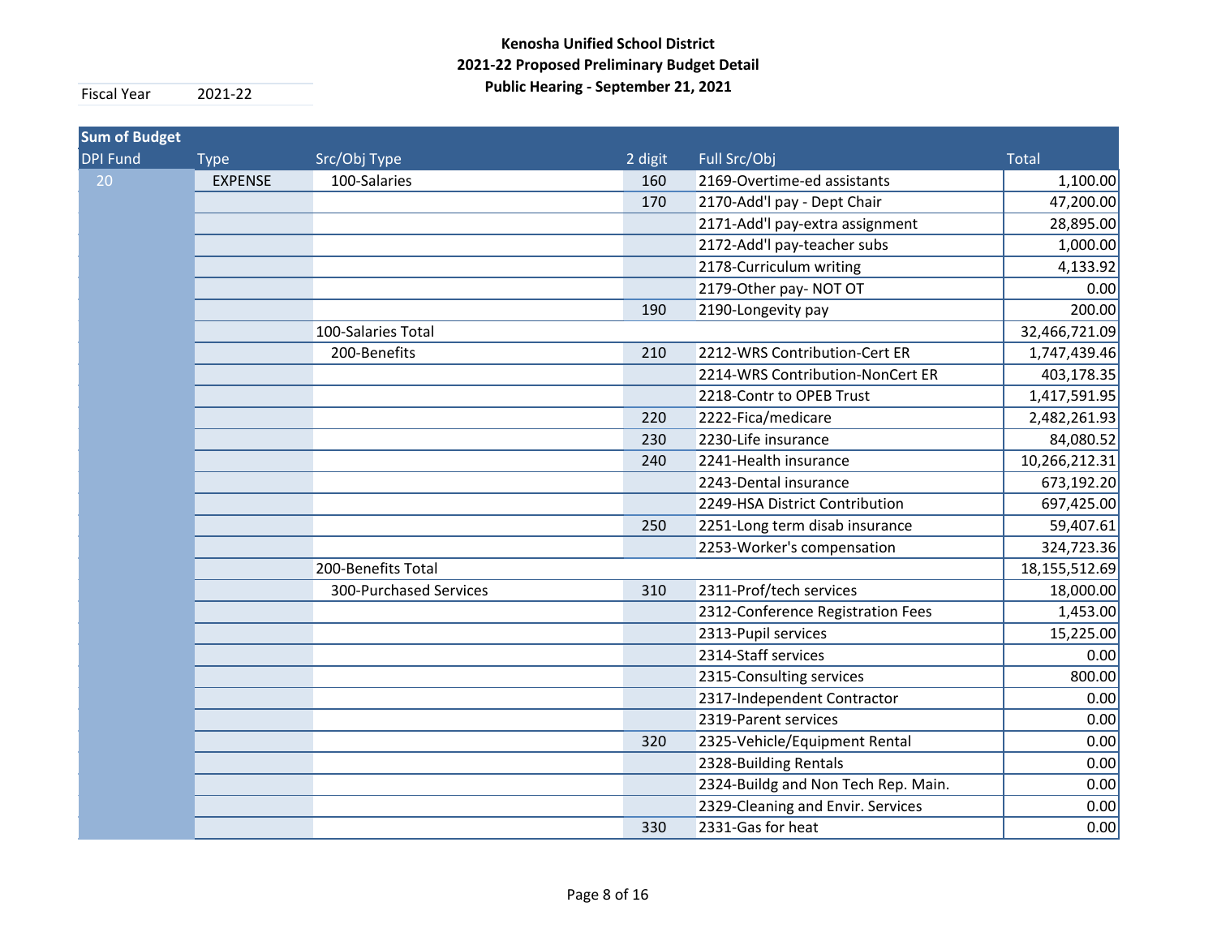**Kenosha Unified School District**
**2021-22 Proposed Preliminary Budget Detail**
**Public Hearing - September 21, 2021**

| Fiscal Year | 2021-22 |
|---|---|

| Sum of Budget | | | | | |
|---|---|---|---|---|---|
| DPI Fund | Type | Src/Obj Type | 2 digit | Full Src/Obj | Total |
| 20 | EXPENSE | 100-Salaries | 160 | 2169-Overtime-ed assistants | 1,100.00 |
| | | | 170 | 2170-Add'l pay - Dept Chair | 47,200.00 |
| | | | | 2171-Add'l pay-extra assignment | 28,895.00 |
| | | | | 2172-Add'l pay-teacher subs | 1,000.00 |
| | | | | 2178-Curriculum writing | 4,133.92 |
| | | | | 2179-Other pay- NOT OT | 0.00 |
| | | | 190 | 2190-Longevity pay | 200.00 |
| | | 100-Salaries Total | | | 32,466,721.09 |
| | | 200-Benefits | 210 | 2212-WRS Contribution-Cert ER | 1,747,439.46 |
| | | | | 2214-WRS Contribution-NonCert ER | 403,178.35 |
| | | | | 2218-Contr to OPEB Trust | 1,417,591.95 |
| | | | 220 | 2222-Fica/medicare | 2,482,261.93 |
| | | | 230 | 2230-Life insurance | 84,080.52 |
| | | | 240 | 2241-Health insurance | 10,266,212.31 |
| | | | | 2243-Dental insurance | 673,192.20 |
| | | | | 2249-HSA District Contribution | 697,425.00 |
| | | | 250 | 2251-Long term disab insurance | 59,407.61 |
| | | | | 2253-Worker's compensation | 324,723.36 |
| | | 200-Benefits Total | | | 18,155,512.69 |
| | | 300-Purchased Services | 310 | 2311-Prof/tech services | 18,000.00 |
| | | | | 2312-Conference Registration Fees | 1,453.00 |
| | | | | 2313-Pupil services | 15,225.00 |
| | | | | 2314-Staff services | 0.00 |
| | | | | 2315-Consulting services | 800.00 |
| | | | | 2317-Independent Contractor | 0.00 |
| | | | | 2319-Parent services | 0.00 |
| | | | 320 | 2325-Vehicle/Equipment Rental | 0.00 |
| | | | | 2328-Building Rentals | 0.00 |
| | | | | 2324-Buildg and Non Tech Rep. Main. | 0.00 |
| | | | | 2329-Cleaning and Envir. Services | 0.00 |
| | | | 330 | 2331-Gas for heat | 0.00 |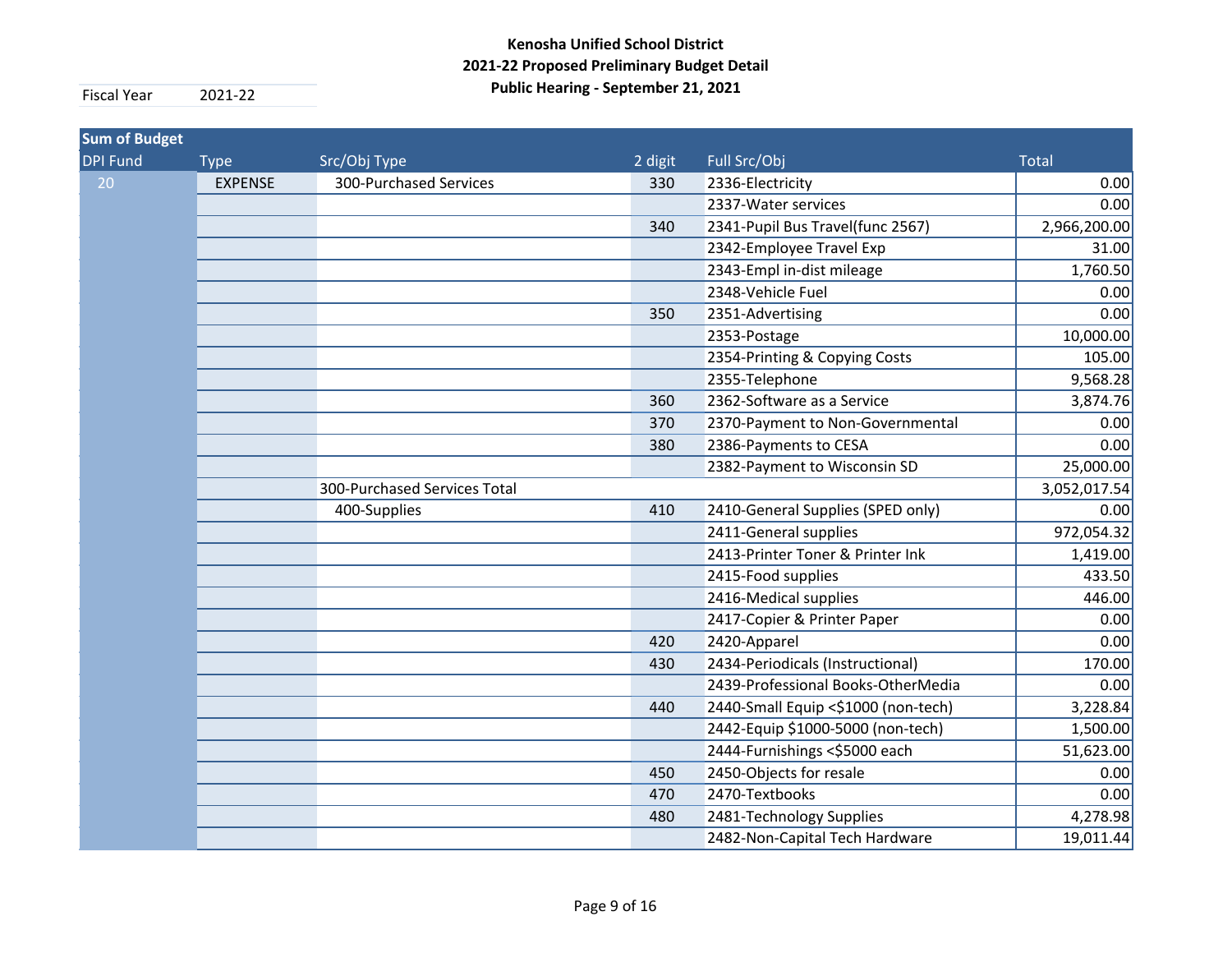**Kenosha Unified School District**
**2021-22 Proposed Preliminary Budget Detail**
**Public Hearing - September 21, 2021**

| Fiscal Year | 2021-22 |
|---|---|

| Sum of Budget | | | | | |
|---|---|---|---|---|---|
| DPI Fund | Type | Src/Obj Type | 2 digit | Full Src/Obj | Total |
| 20 | EXPENSE | 300-Purchased Services | 330 | 2336-Electricity | 0.00 |
| | | | | 2337-Water services | 0.00 |
| | | | 340 | 2341-Pupil Bus Travel(func 2567) | 2,966,200.00 |
| | | | | 2342-Employee Travel Exp | 31.00 |
| | | | | 2343-Empl in-dist mileage | 1,760.50 |
| | | | | 2348-Vehicle Fuel | 0.00 |
| | | | 350 | 2351-Advertising | 0.00 |
| | | | | 2353-Postage | 10,000.00 |
| | | | | 2354-Printing & Copying Costs | 105.00 |
| | | | | 2355-Telephone | 9,568.28 |
| | | | 360 | 2362-Software as a Service | 3,874.76 |
| | | | 370 | 2370-Payment to Non-Governmental | 0.00 |
| | | | 380 | 2386-Payments to CESA | 0.00 |
| | | | | 2382-Payment to Wisconsin SD | 25,000.00 |
| | | 300-Purchased Services Total | | | 3,052,017.54 |
| | | 400-Supplies | 410 | 2410-General Supplies (SPED only) | 0.00 |
| | | | | 2411-General supplies | 972,054.32 |
| | | | | 2413-Printer Toner & Printer Ink | 1,419.00 |
| | | | | 2415-Food supplies | 433.50 |
| | | | | 2416-Medical supplies | 446.00 |
| | | | | 2417-Copier & Printer Paper | 0.00 |
| | | | 420 | 2420-Apparel | 0.00 |
| | | | 430 | 2434-Periodicals (Instructional) | 170.00 |
| | | | | 2439-Professional Books-OtherMedia | 0.00 |
| | | | 440 | 2440-Small Equip <$1000 (non-tech) | 3,228.84 |
| | | | | 2442-Equip $1000-5000 (non-tech) | 1,500.00 |
| | | | | 2444-Furnishings <$5000 each | 51,623.00 |
| | | | 450 | 2450-Objects for resale | 0.00 |
| | | | 470 | 2470-Textbooks | 0.00 |
| | | | 480 | 2481-Technology Supplies | 4,278.98 |
| | | | | 2482-Non-Capital Tech Hardware | 19,011.44 |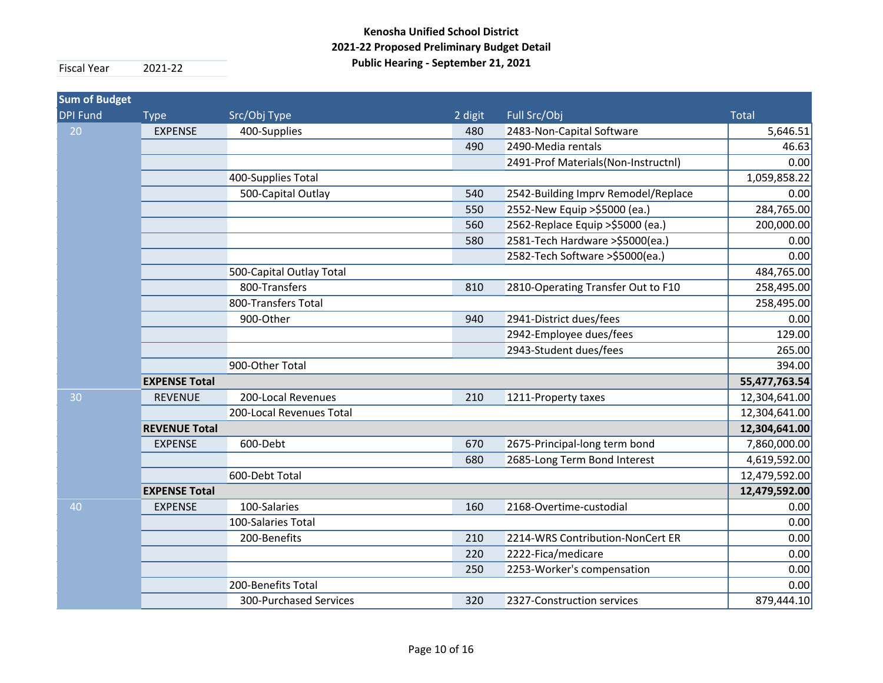**Kenosha Unified School District**
**2021-22 Proposed Preliminary Budget Detail**
**Public Hearing - September 21, 2021**

| Fiscal Year | 2021-22 |
|---|---|

| Sum of Budget | | | | | |
|---|---|---|---|---|---|
| DPI Fund | Type | Src/Obj Type | 2 digit | Full Src/Obj | Total |
| 20 | EXPENSE | 400-Supplies | 480 | 2483-Non-Capital Software | 5,646.51 |
| | | | 490 | 2490-Media rentals | 46.63 |
| | | | | 2491-Prof Materials(Non-Instructnl) | 0.00 |
| | | 400-Supplies Total | | | 1,059,858.22 |
| | | 500-Capital Outlay | 540 | 2542-Building Imprv Remodel/Replace | 0.00 |
| | | | 550 | 2552-New Equip >$5000 (ea.) | 284,765.00 |
| | | | 560 | 2562-Replace Equip >$5000 (ea.) | 200,000.00 |
| | | | 580 | 2581-Tech Hardware >$5000(ea.) | 0.00 |
| | | | | 2582-Tech Software >$5000(ea.) | 0.00 |
| | | 500-Capital Outlay Total | | | 484,765.00 |
| | | 800-Transfers | 810 | 2810-Operating Transfer Out to F10 | 258,495.00 |
| | | 800-Transfers Total | | | 258,495.00 |
| | | 900-Other | 940 | 2941-District dues/fees | 0.00 |
| | | | | 2942-Employee dues/fees | 129.00 |
| | | | | 2943-Student dues/fees | 265.00 |
| | | 900-Other Total | | | 394.00 |
| | **EXPENSE Total** | | | | **55,477,763.54** |
| 30 | REVENUE | 200-Local Revenues | 210 | 1211-Property taxes | 12,304,641.00 |
| | | 200-Local Revenues Total | | | 12,304,641.00 |
| | **REVENUE Total** | | | | **12,304,641.00** |
| | EXPENSE | 600-Debt | 670 | 2675-Principal-long term bond | 7,860,000.00 |
| | | | 680 | 2685-Long Term Bond Interest | 4,619,592.00 |
| | | 600-Debt Total | | | 12,479,592.00 |
| | **EXPENSE Total** | | | | **12,479,592.00** |
| 40 | EXPENSE | 100-Salaries | 160 | 2168-Overtime-custodial | 0.00 |
| | | 100-Salaries Total | | | 0.00 |
| | | 200-Benefits | 210 | 2214-WRS Contribution-NonCert ER | 0.00 |
| | | | 220 | 2222-Fica/medicare | 0.00 |
| | | | 250 | 2253-Worker's compensation | 0.00 |
| | | 200-Benefits Total | | | 0.00 |
| | | 300-Purchased Services | 320 | 2327-Construction services | 879,444.10 |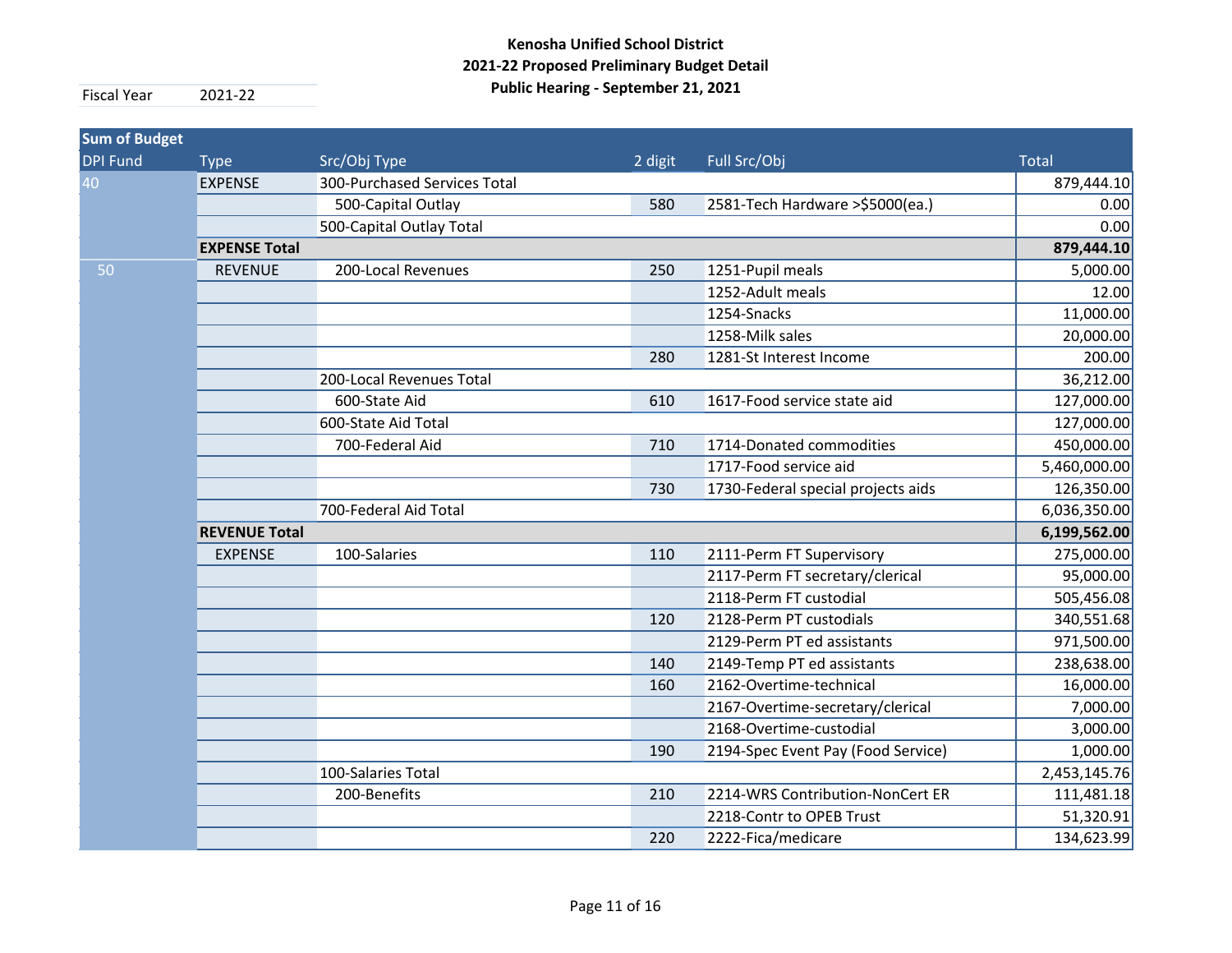**Kenosha Unified School District**
**2021-22 Proposed Preliminary Budget Detail**
**Public Hearing - September 21, 2021**

| Fiscal Year | 2021-22 |
|---|---|

| Sum of Budget | | | | | |
|---|---|---|---|---|---|
| DPI Fund | Type | Src/Obj Type | 2 digit | Full Src/Obj | Total |
| 40 | EXPENSE | 300-Purchased Services Total | | | 879,444.10 |
| | | 500-Capital Outlay | 580 | 2581-Tech Hardware >$5000(ea.) | 0.00 |
| | | 500-Capital Outlay Total | | | 0.00 |
| | **EXPENSE Total** | | | | **879,444.10** |
| 50 | REVENUE | 200-Local Revenues | 250 | 1251-Pupil meals | 5,000.00 |
| | | | | 1252-Adult meals | 12.00 |
| | | | | 1254-Snacks | 11,000.00 |
| | | | | 1258-Milk sales | 20,000.00 |
| | | | 280 | 1281-St Interest Income | 200.00 |
| | | 200-Local Revenues Total | | | 36,212.00 |
| | | 600-State Aid | 610 | 1617-Food service state aid | 127,000.00 |
| | | 600-State Aid Total | | | 127,000.00 |
| | | 700-Federal Aid | 710 | 1714-Donated commodities | 450,000.00 |
| | | | | 1717-Food service aid | 5,460,000.00 |
| | | | 730 | 1730-Federal special projects aids | 126,350.00 |
| | | 700-Federal Aid Total | | | 6,036,350.00 |
| | **REVENUE Total** | | | | **6,199,562.00** |
| | EXPENSE | 100-Salaries | 110 | 2111-Perm FT Supervisory | 275,000.00 |
| | | | | 2117-Perm FT secretary/clerical | 95,000.00 |
| | | | | 2118-Perm FT custodial | 505,456.08 |
| | | | 120 | 2128-Perm PT custodials | 340,551.68 |
| | | | | 2129-Perm PT ed assistants | 971,500.00 |
| | | | 140 | 2149-Temp PT ed assistants | 238,638.00 |
| | | | 160 | 2162-Overtime-technical | 16,000.00 |
| | | | | 2167-Overtime-secretary/clerical | 7,000.00 |
| | | | | 2168-Overtime-custodial | 3,000.00 |
| | | | 190 | 2194-Spec Event Pay (Food Service) | 1,000.00 |
| | | 100-Salaries Total | | | 2,453,145.76 |
| | | 200-Benefits | 210 | 2214-WRS Contribution-NonCert ER | 111,481.18 |
| | | | | 2218-Contr to OPEB Trust | 51,320.91 |
| | | | 220 | 2222-Fica/medicare | 134,623.99 |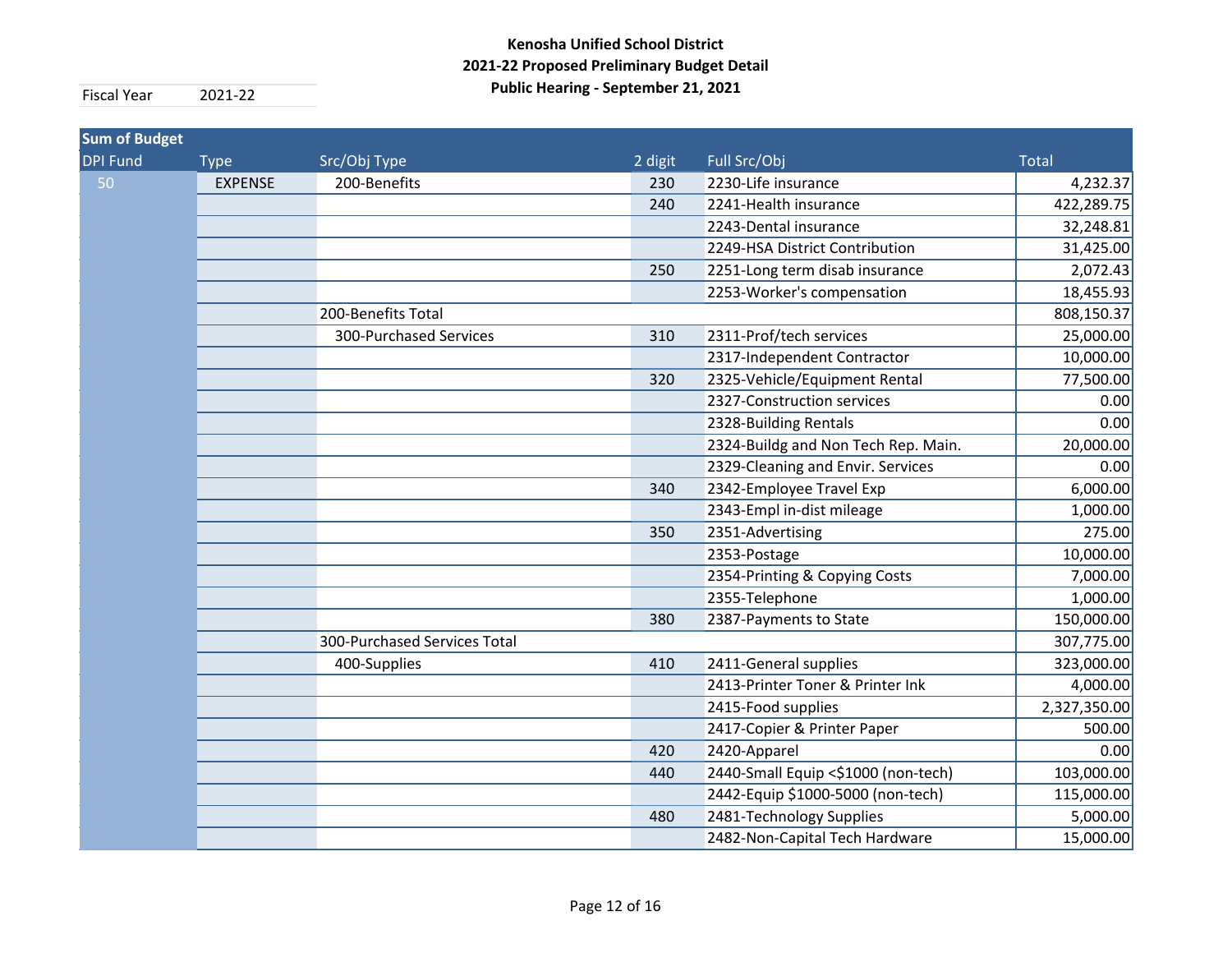**Kenosha Unified School District**
**2021-22 Proposed Preliminary Budget Detail**
**Public Hearing - September 21, 2021**

| Fiscal Year | 2021-22 |
|---|---|

| Sum of Budget | | | | | |
|---|---|---|---|---|---|
| DPI Fund | Type | Src/Obj Type | 2 digit | Full Src/Obj | Total |
| 50 | EXPENSE | 200-Benefits | 230 | 2230-Life insurance | 4,232.37 |
| | | | 240 | 2241-Health insurance | 422,289.75 |
| | | | | 2243-Dental insurance | 32,248.81 |
| | | | | 2249-HSA District Contribution | 31,425.00 |
| | | | 250 | 2251-Long term disab insurance | 2,072.43 |
| | | | | 2253-Worker's compensation | 18,455.93 |
| | | 200-Benefits Total | | | 808,150.37 |
| | | 300-Purchased Services | 310 | 2311-Prof/tech services | 25,000.00 |
| | | | | 2317-Independent Contractor | 10,000.00 |
| | | | 320 | 2325-Vehicle/Equipment Rental | 77,500.00 |
| | | | | 2327-Construction services | 0.00 |
| | | | | 2328-Building Rentals | 0.00 |
| | | | | 2324-Buildg and Non Tech Rep. Main. | 20,000.00 |
| | | | | 2329-Cleaning and Envir. Services | 0.00 |
| | | | 340 | 2342-Employee Travel Exp | 6,000.00 |
| | | | | 2343-Empl in-dist mileage | 1,000.00 |
| | | | 350 | 2351-Advertising | 275.00 |
| | | | | 2353-Postage | 10,000.00 |
| | | | | 2354-Printing & Copying Costs | 7,000.00 |
| | | | | 2355-Telephone | 1,000.00 |
| | | | 380 | 2387-Payments to State | 150,000.00 |
| | | 300-Purchased Services Total | | | 307,775.00 |
| | | 400-Supplies | 410 | 2411-General supplies | 323,000.00 |
| | | | | 2413-Printer Toner & Printer Ink | 4,000.00 |
| | | | | 2415-Food supplies | 2,327,350.00 |
| | | | | 2417-Copier & Printer Paper | 500.00 |
| | | | 420 | 2420-Apparel | 0.00 |
| | | | 440 | 2440-Small Equip <$1000 (non-tech) | 103,000.00 |
| | | | | 2442-Equip $1000-5000 (non-tech) | 115,000.00 |
| | | | 480 | 2481-Technology Supplies | 5,000.00 |
| | | | | 2482-Non-Capital Tech Hardware | 15,000.00 |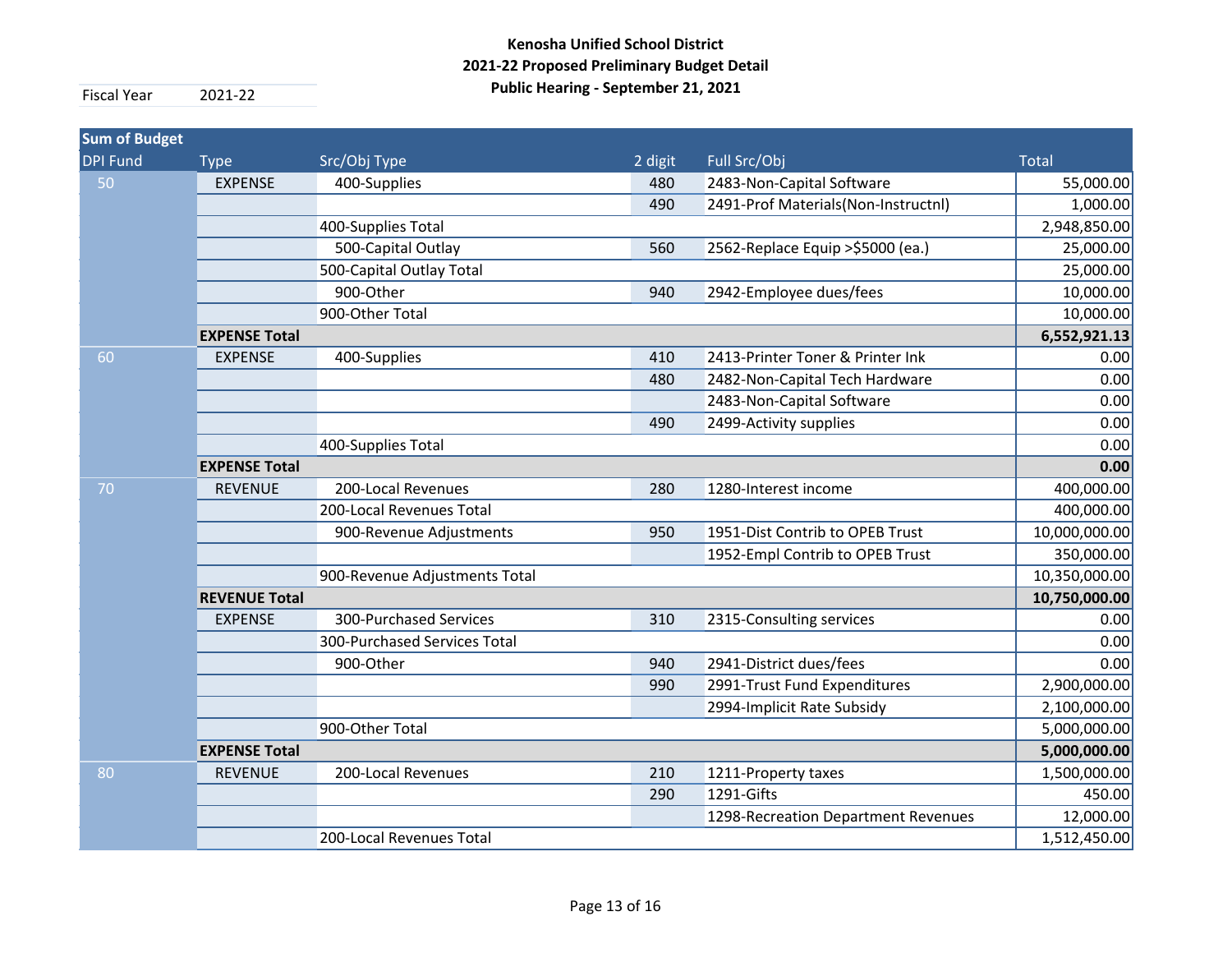**Kenosha Unified School District**
**2021-22 Proposed Preliminary Budget Detail**
**Public Hearing - September 21, 2021**

| Fiscal Year | 2021-22 |
|---|---|

| Sum of Budget | | | | | |
|---|---|---|---|---|---|
| **DPI Fund** | **Type** | **Src/Obj Type** | **2 digit** | **Full Src/Obj** | **Total** |
| 50 | EXPENSE | 400-Supplies | 480 | 2483-Non-Capital Software | 55,000.00 |
| | | | 490 | 2491-Prof Materials(Non-Instructnl) | 1,000.00 |
| | | 400-Supplies Total | | | 2,948,850.00 |
| | | 500-Capital Outlay | 560 | 2562-Replace Equip >$5000 (ea.) | 25,000.00 |
| | | 500-Capital Outlay Total | | | 25,000.00 |
| | | 900-Other | 940 | 2942-Employee dues/fees | 10,000.00 |
| | | 900-Other Total | | | 10,000.00 |
| | **EXPENSE Total** | | | | **6,552,921.13** |
| 60 | EXPENSE | 400-Supplies | 410 | 2413-Printer Toner & Printer Ink | 0.00 |
| | | | 480 | 2482-Non-Capital Tech Hardware | 0.00 |
| | | | | 2483-Non-Capital Software | 0.00 |
| | | | 490 | 2499-Activity supplies | 0.00 |
| | | 400-Supplies Total | | | 0.00 |
| | **EXPENSE Total** | | | | **0.00** |
| 70 | REVENUE | 200-Local Revenues | 280 | 1280-Interest income | 400,000.00 |
| | | 200-Local Revenues Total | | | 400,000.00 |
| | | 900-Revenue Adjustments | 950 | 1951-Dist Contrib to OPEB Trust | 10,000,000.00 |
| | | | | 1952-Empl Contrib to OPEB Trust | 350,000.00 |
| | | 900-Revenue Adjustments Total | | | 10,350,000.00 |
| | **REVENUE Total** | | | | **10,750,000.00** |
| | EXPENSE | 300-Purchased Services | 310 | 2315-Consulting services | 0.00 |
| | | 300-Purchased Services Total | | | 0.00 |
| | | 900-Other | 940 | 2941-District dues/fees | 0.00 |
| | | | 990 | 2991-Trust Fund Expenditures | 2,900,000.00 |
| | | | | 2994-Implicit Rate Subsidy | 2,100,000.00 |
| | | 900-Other Total | | | 5,000,000.00 |
| | **EXPENSE Total** | | | | **5,000,000.00** |
| 80 | REVENUE | 200-Local Revenues | 210 | 1211-Property taxes | 1,500,000.00 |
| | | | 290 | 1291-Gifts | 450.00 |
| | | | | 1298-Recreation Department Revenues | 12,000.00 |
| | | 200-Local Revenues Total | | | 1,512,450.00 |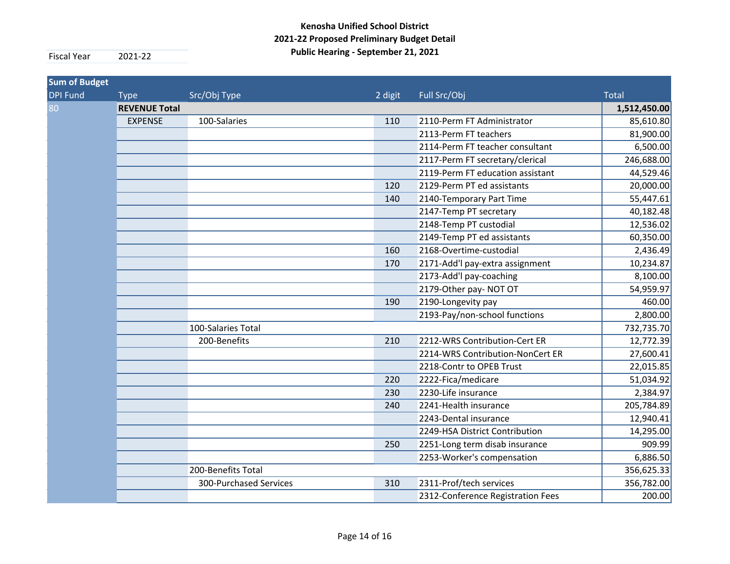**Kenosha Unified School District**
**2021-22 Proposed Preliminary Budget Detail**
**Public Hearing - September 21, 2021**

Fiscal Year 2021-22

| Sum of Budget | | | | | |
|---|---|---|---|---|---|
| DPI Fund | Type | Src/Obj Type | 2 digit | Full Src/Obj | Total |
| 80 | **REVENUE Total** | | | | **1,512,450.00** |
| | EXPENSE | 100-Salaries | 110 | 2110-Perm FT Administrator | 85,610.80 |
| | | | | 2113-Perm FT teachers | 81,900.00 |
| | | | | 2114-Perm FT teacher consultant | 6,500.00 |
| | | | | 2117-Perm FT secretary/clerical | 246,688.00 |
| | | | | 2119-Perm FT education assistant | 44,529.46 |
| | | | 120 | 2129-Perm PT ed assistants | 20,000.00 |
| | | | 140 | 2140-Temporary Part Time | 55,447.61 |
| | | | | 2147-Temp PT secretary | 40,182.48 |
| | | | | 2148-Temp PT custodial | 12,536.02 |
| | | | | 2149-Temp PT ed assistants | 60,350.00 |
| | | | 160 | 2168-Overtime-custodial | 2,436.49 |
| | | | 170 | 2171-Add'l pay-extra assignment | 10,234.87 |
| | | | | 2173-Add'l pay-coaching | 8,100.00 |
| | | | | 2179-Other pay- NOT OT | 54,959.97 |
| | | | 190 | 2190-Longevity pay | 460.00 |
| | | | | 2193-Pay/non-school functions | 2,800.00 |
| | | 100-Salaries Total | | | 732,735.70 |
| | | 200-Benefits | 210 | 2212-WRS Contribution-Cert ER | 12,772.39 |
| | | | | 2214-WRS Contribution-NonCert ER | 27,600.41 |
| | | | | 2218-Contr to OPEB Trust | 22,015.85 |
| | | | 220 | 2222-Fica/medicare | 51,034.92 |
| | | | 230 | 2230-Life insurance | 2,384.97 |
| | | | 240 | 2241-Health insurance | 205,784.89 |
| | | | | 2243-Dental insurance | 12,940.41 |
| | | | | 2249-HSA District Contribution | 14,295.00 |
| | | | 250 | 2251-Long term disab insurance | 909.99 |
| | | | | 2253-Worker's compensation | 6,886.50 |
| | | 200-Benefits Total | | | 356,625.33 |
| | | 300-Purchased Services | 310 | 2311-Prof/tech services | 356,782.00 |
| | | | | 2312-Conference Registration Fees | 200.00 |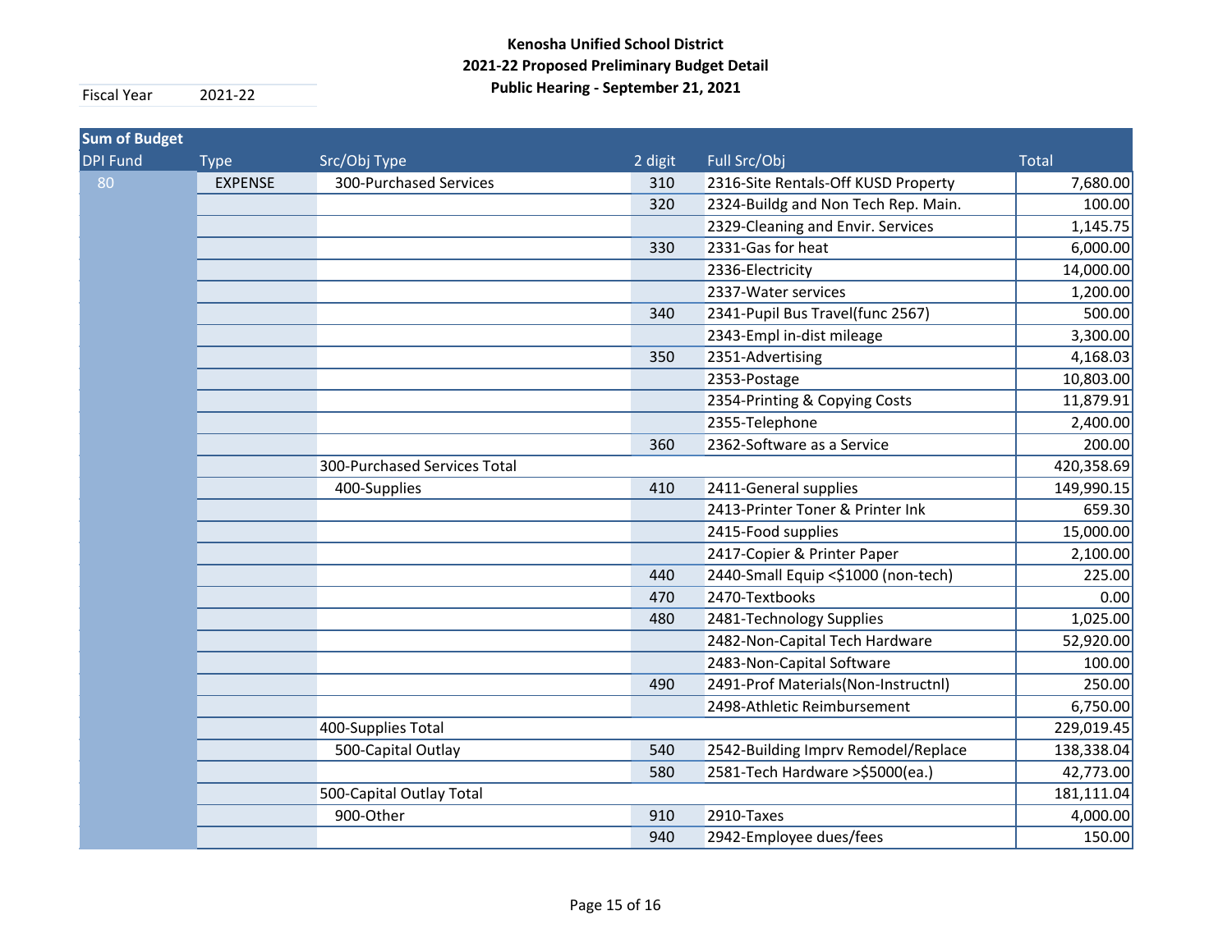**Kenosha Unified School District**
**2021-22 Proposed Preliminary Budget Detail**
**Public Hearing - September 21, 2021**

Fiscal Year 2021-22

| Sum of Budget | | | | | |
|---|---|---|---|---|---|
| DPI Fund | Type | Src/Obj Type | 2 digit | Full Src/Obj | Total |
| 80 | EXPENSE | 300-Purchased Services | 310 | 2316-Site Rentals-Off KUSD Property | 7,680.00 |
| | | | 320 | 2324-Buildg and Non Tech Rep. Main. | 100.00 |
| | | | | 2329-Cleaning and Envir. Services | 1,145.75 |
| | | | 330 | 2331-Gas for heat | 6,000.00 |
| | | | | 2336-Electricity | 14,000.00 |
| | | | | 2337-Water services | 1,200.00 |
| | | | 340 | 2341-Pupil Bus Travel(func 2567) | 500.00 |
| | | | | 2343-Empl in-dist mileage | 3,300.00 |
| | | | 350 | 2351-Advertising | 4,168.03 |
| | | | | 2353-Postage | 10,803.00 |
| | | | | 2354-Printing & Copying Costs | 11,879.91 |
| | | | | 2355-Telephone | 2,400.00 |
| | | | 360 | 2362-Software as a Service | 200.00 |
| | | 300-Purchased Services Total | | | 420,358.69 |
| | | 400-Supplies | 410 | 2411-General supplies | 149,990.15 |
| | | | | 2413-Printer Toner & Printer Ink | 659.30 |
| | | | | 2415-Food supplies | 15,000.00 |
| | | | | 2417-Copier & Printer Paper | 2,100.00 |
| | | | 440 | 2440-Small Equip <$1000 (non-tech) | 225.00 |
| | | | 470 | 2470-Textbooks | 0.00 |
| | | | 480 | 2481-Technology Supplies | 1,025.00 |
| | | | | 2482-Non-Capital Tech Hardware | 52,920.00 |
| | | | | 2483-Non-Capital Software | 100.00 |
| | | | 490 | 2491-Prof Materials(Non-Instructnl) | 250.00 |
| | | | | 2498-Athletic Reimbursement | 6,750.00 |
| | | 400-Supplies Total | | | 229,019.45 |
| | | 500-Capital Outlay | 540 | 2542-Building Imprv Remodel/Replace | 138,338.04 |
| | | | 580 | 2581-Tech Hardware >$5000(ea.) | 42,773.00 |
| | | 500-Capital Outlay Total | | | 181,111.04 |
| | | 900-Other | 910 | 2910-Taxes | 4,000.00 |
| | | | 940 | 2942-Employee dues/fees | 150.00 |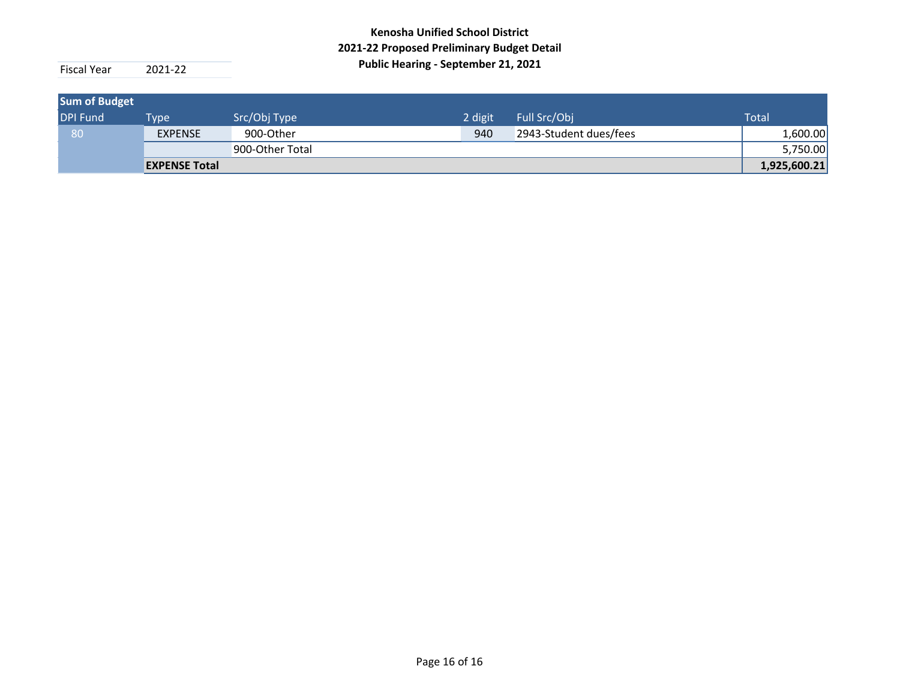**Kenosha Unified School District**
**2021-22 Proposed Preliminary Budget Detail**
**Public Hearing - September 21, 2021**

Fiscal Year 2021-22

| Sum of Budget | | | | | |
|---|---|---|---|---|---|
| DPI Fund | Type | Src/Obj Type | 2 digit | Full Src/Obj | Total |
| 80 | EXPENSE | 900-Other | 940 | 2943-Student dues/fees | 1,600.00 |
| | | 900-Other Total | | | 5,750.00 |
| | **EXPENSE Total** | | | | **1,925,600.21** |